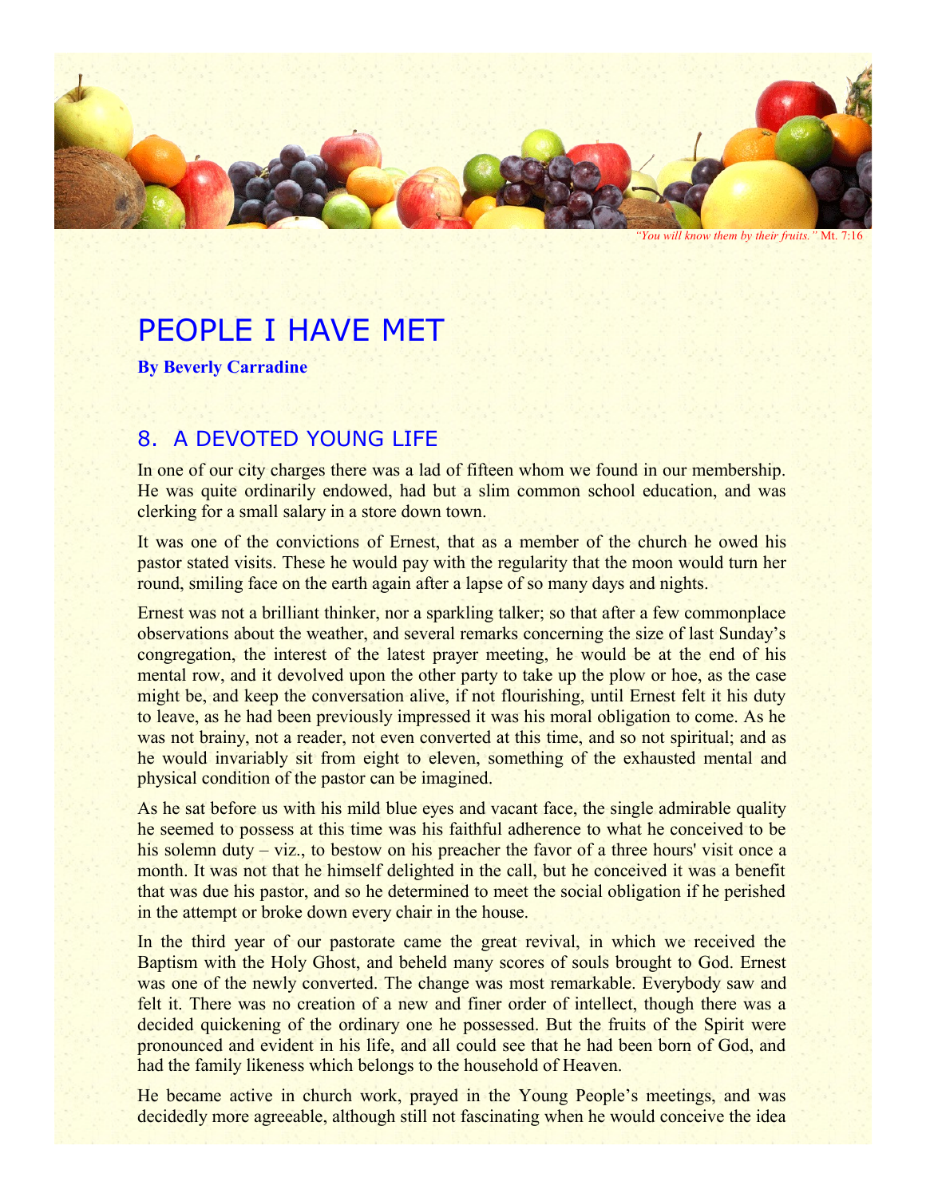*"You will know them by their fruits."* Mt. 7:16

# PEOPLE I HAVE MET

**By Beverly Carradine**

## 8. A DEVOTED YOUNG LIFE

In one of our city charges there was a lad of fifteen whom we found in our membership. He was quite ordinarily endowed, had but a slim common school education, and was clerking for a small salary in a store down town.

It was one of the convictions of Ernest, that as a member of the church he owed his pastor stated visits. These he would pay with the regularity that the moon would turn her round, smiling face on the earth again after a lapse of so many days and nights.

Ernest was not a brilliant thinker, nor a sparkling talker; so that after a few commonplace observations about the weather, and several remarks concerning the size of last Sunday's congregation, the interest of the latest prayer meeting, he would be at the end of his mental row, and it devolved upon the other party to take up the plow or hoe, as the case might be, and keep the conversation alive, if not flourishing, until Ernest felt it his duty to leave, as he had been previously impressed it was his moral obligation to come. As he was not brainy, not a reader, not even converted at this time, and so not spiritual; and as he would invariably sit from eight to eleven, something of the exhausted mental and physical condition of the pastor can be imagined.

As he sat before us with his mild blue eyes and vacant face, the single admirable quality he seemed to possess at this time was his faithful adherence to what he conceived to be his solemn duty – viz., to bestow on his preacher the favor of a three hours' visit once a month. It was not that he himself delighted in the call, but he conceived it was a benefit that was due his pastor, and so he determined to meet the social obligation if he perished in the attempt or broke down every chair in the house.

In the third year of our pastorate came the great revival, in which we received the Baptism with the Holy Ghost, and beheld many scores of souls brought to God. Ernest was one of the newly converted. The change was most remarkable. Everybody saw and felt it. There was no creation of a new and finer order of intellect, though there was a decided quickening of the ordinary one he possessed. But the fruits of the Spirit were pronounced and evident in his life, and all could see that he had been born of God, and had the family likeness which belongs to the household of Heaven.

He became active in church work, prayed in the Young People's meetings, and was decidedly more agreeable, although still not fascinating when he would conceive the idea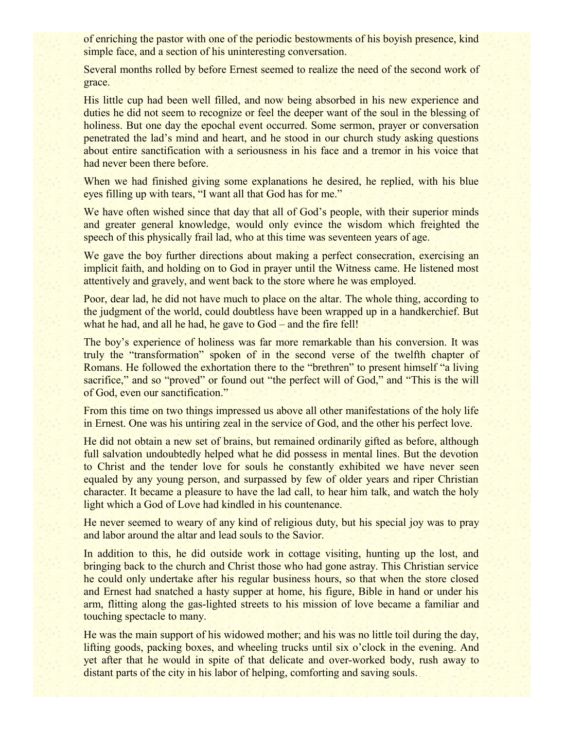of enriching the pastor with one of the periodic bestowments of his boyish presence, kind simple face, and a section of his uninteresting conversation.

Several months rolled by before Ernest seemed to realize the need of the second work of grace.

His little cup had been well filled, and now being absorbed in his new experience and duties he did not seem to recognize or feel the deeper want of the soul in the blessing of holiness. But one day the epochal event occurred. Some sermon, prayer or conversation penetrated the lad's mind and heart, and he stood in our church study asking questions about entire sanctification with a seriousness in his face and a tremor in his voice that had never been there before.

When we had finished giving some explanations he desired, he replied, with his blue eyes filling up with tears, "I want all that God has for me."

We have often wished since that day that all of God's people, with their superior minds and greater general knowledge, would only evince the wisdom which freighted the speech of this physically frail lad, who at this time was seventeen years of age.

We gave the boy further directions about making a perfect consecration, exercising an implicit faith, and holding on to God in prayer until the Witness came. He listened most attentively and gravely, and went back to the store where he was employed.

Poor, dear lad, he did not have much to place on the altar. The whole thing, according to the judgment of the world, could doubtless have been wrapped up in a handkerchief. But what he had, and all he had, he gave to God – and the fire fell!

The boy's experience of holiness was far more remarkable than his conversion. It was truly the "transformation" spoken of in the second verse of the twelfth chapter of Romans. He followed the exhortation there to the "brethren" to present himself "a living sacrifice," and so "proved" or found out "the perfect will of God," and "This is the will of God, even our sanctification."

From this time on two things impressed us above all other manifestations of the holy life in Ernest. One was his untiring zeal in the service of God, and the other his perfect love.

He did not obtain a new set of brains, but remained ordinarily gifted as before, although full salvation undoubtedly helped what he did possess in mental lines. But the devotion to Christ and the tender love for souls he constantly exhibited we have never seen equaled by any young person, and surpassed by few of older years and riper Christian character. It became a pleasure to have the lad call, to hear him talk, and watch the holy light which a God of Love had kindled in his countenance.

He never seemed to weary of any kind of religious duty, but his special joy was to pray and labor around the altar and lead souls to the Savior.

In addition to this, he did outside work in cottage visiting, hunting up the lost, and bringing back to the church and Christ those who had gone astray. This Christian service he could only undertake after his regular business hours, so that when the store closed and Ernest had snatched a hasty supper at home, his figure, Bible in hand or under his arm, flitting along the gas-lighted streets to his mission of love became a familiar and touching spectacle to many.

He was the main support of his widowed mother; and his was no little toil during the day, lifting goods, packing boxes, and wheeling trucks until six o'clock in the evening. And yet after that he would in spite of that delicate and over-worked body, rush away to distant parts of the city in his labor of helping, comforting and saving souls.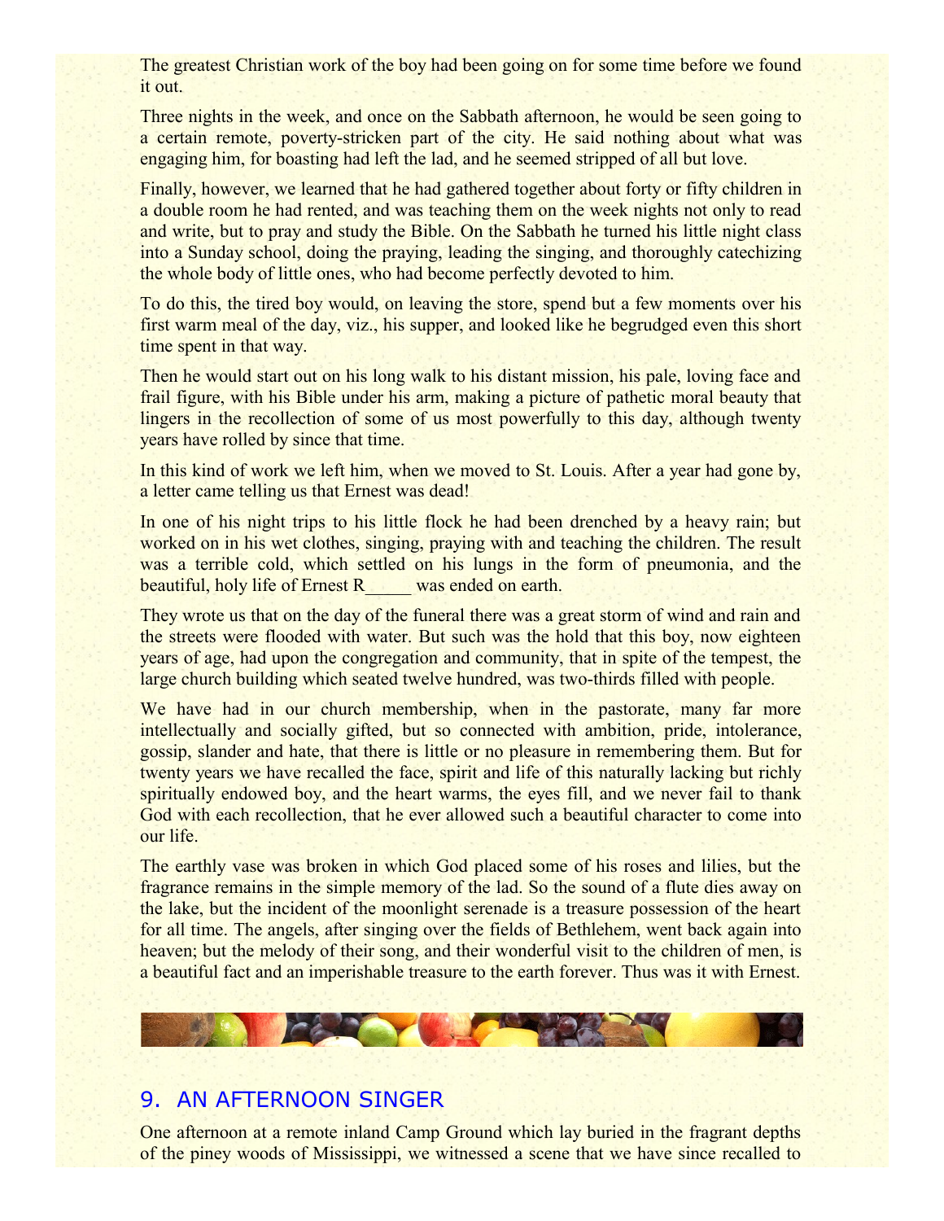The greatest Christian work of the boy had been going on for some time before we found it out.

Three nights in the week, and once on the Sabbath afternoon, he would be seen going to a certain remote, poverty-stricken part of the city. He said nothing about what was engaging him, for boasting had left the lad, and he seemed stripped of all but love.

Finally, however, we learned that he had gathered together about forty or fifty children in a double room he had rented, and was teaching them on the week nights not only to read and write, but to pray and study the Bible. On the Sabbath he turned his little night class into a Sunday school, doing the praying, leading the singing, and thoroughly catechizing the whole body of little ones, who had become perfectly devoted to him.

To do this, the tired boy would, on leaving the store, spend but a few moments over his first warm meal of the day, viz., his supper, and looked like he begrudged even this short time spent in that way.

Then he would start out on his long walk to his distant mission, his pale, loving face and frail figure, with his Bible under his arm, making a picture of pathetic moral beauty that lingers in the recollection of some of us most powerfully to this day, although twenty years have rolled by since that time.

In this kind of work we left him, when we moved to St. Louis. After a year had gone by, a letter came telling us that Ernest was dead!

In one of his night trips to his little flock he had been drenched by a heavy rain; but worked on in his wet clothes, singing, praying with and teaching the children. The result was a terrible cold, which settled on his lungs in the form of pneumonia, and the beautiful, holy life of Ernest R_____ was ended on earth.

They wrote us that on the day of the funeral there was a great storm of wind and rain and the streets were flooded with water. But such was the hold that this boy, now eighteen years of age, had upon the congregation and community, that in spite of the tempest, the large church building which seated twelve hundred, was two-thirds filled with people.

We have had in our church membership, when in the pastorate, many far more intellectually and socially gifted, but so connected with ambition, pride, intolerance, gossip, slander and hate, that there is little or no pleasure in remembering them. But for twenty years we have recalled the face, spirit and life of this naturally lacking but richly spiritually endowed boy, and the heart warms, the eyes fill, and we never fail to thank God with each recollection, that he ever allowed such a beautiful character to come into our life.

The earthly vase was broken in which God placed some of his roses and lilies, but the fragrance remains in the simple memory of the lad. So the sound of a flute dies away on the lake, but the incident of the moonlight serenade is a treasure possession of the heart for all time. The angels, after singing over the fields of Bethlehem, went back again into heaven; but the melody of their song, and their wonderful visit to the children of men, is a beautiful fact and an imperishable treasure to the earth forever. Thus was it with Ernest.

## 9. AN AFTERNOON SINGER

One afternoon at a remote inland Camp Ground which lay buried in the fragrant depths of the piney woods of Mississippi, we witnessed a scene that we have since recalled to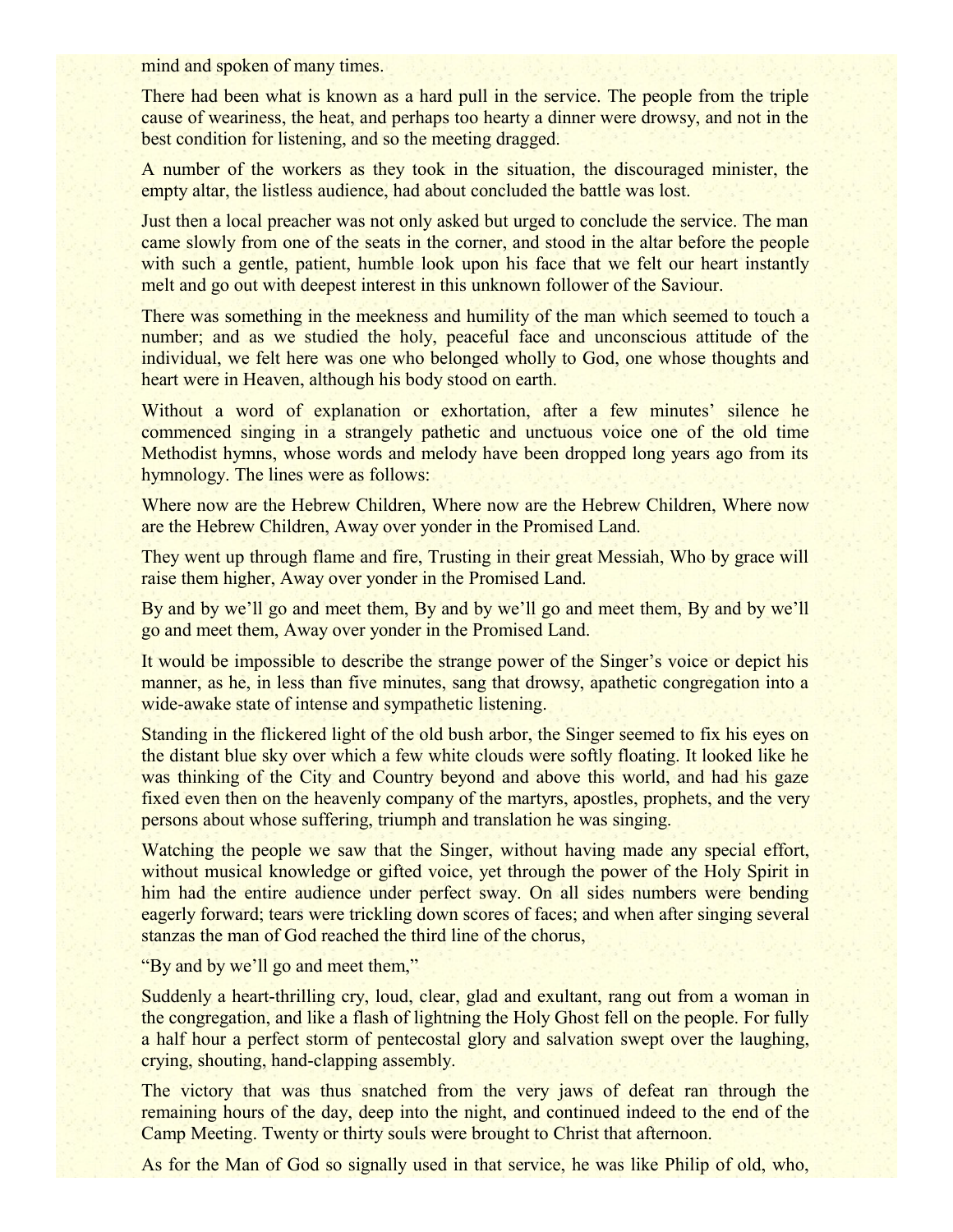mind and spoken of many times.

There had been what is known as a hard pull in the service. The people from the triple cause of weariness, the heat, and perhaps too hearty a dinner were drowsy, and not in the best condition for listening, and so the meeting dragged.

A number of the workers as they took in the situation, the discouraged minister, the empty altar, the listless audience, had about concluded the battle was lost.

Just then a local preacher was not only asked but urged to conclude the service. The man came slowly from one of the seats in the corner, and stood in the altar before the people with such a gentle, patient, humble look upon his face that we felt our heart instantly melt and go out with deepest interest in this unknown follower of the Saviour.

There was something in the meekness and humility of the man which seemed to touch a number; and as we studied the holy, peaceful face and unconscious attitude of the individual, we felt here was one who belonged wholly to God, one whose thoughts and heart were in Heaven, although his body stood on earth.

Without a word of explanation or exhortation, after a few minutes' silence he commenced singing in a strangely pathetic and unctuous voice one of the old time Methodist hymns, whose words and melody have been dropped long years ago from its hymnology. The lines were as follows:

Where now are the Hebrew Children, Where now are the Hebrew Children, Where now are the Hebrew Children, Away over yonder in the Promised Land.

They went up through flame and fire, Trusting in their great Messiah, Who by grace will raise them higher, Away over yonder in the Promised Land.

By and by we'll go and meet them, By and by we'll go and meet them, By and by we'll go and meet them, Away over yonder in the Promised Land.

It would be impossible to describe the strange power of the Singer's voice or depict his manner, as he, in less than five minutes, sang that drowsy, apathetic congregation into a wide-awake state of intense and sympathetic listening.

Standing in the flickered light of the old bush arbor, the Singer seemed to fix his eyes on the distant blue sky over which a few white clouds were softly floating. It looked like he was thinking of the City and Country beyond and above this world, and had his gaze fixed even then on the heavenly company of the martyrs, apostles, prophets, and the very persons about whose suffering, triumph and translation he was singing.

Watching the people we saw that the Singer, without having made any special effort, without musical knowledge or gifted voice, yet through the power of the Holy Spirit in him had the entire audience under perfect sway. On all sides numbers were bending eagerly forward; tears were trickling down scores of faces; and when after singing several stanzas the man of God reached the third line of the chorus,

"By and by we'll go and meet them,"

Suddenly a heart-thrilling cry, loud, clear, glad and exultant, rang out from a woman in the congregation, and like a flash of lightning the Holy Ghost fell on the people. For fully a half hour a perfect storm of pentecostal glory and salvation swept over the laughing, crying, shouting, hand-clapping assembly.

The victory that was thus snatched from the very jaws of defeat ran through the remaining hours of the day, deep into the night, and continued indeed to the end of the Camp Meeting. Twenty or thirty souls were brought to Christ that afternoon.

As for the Man of God so signally used in that service, he was like Philip of old, who,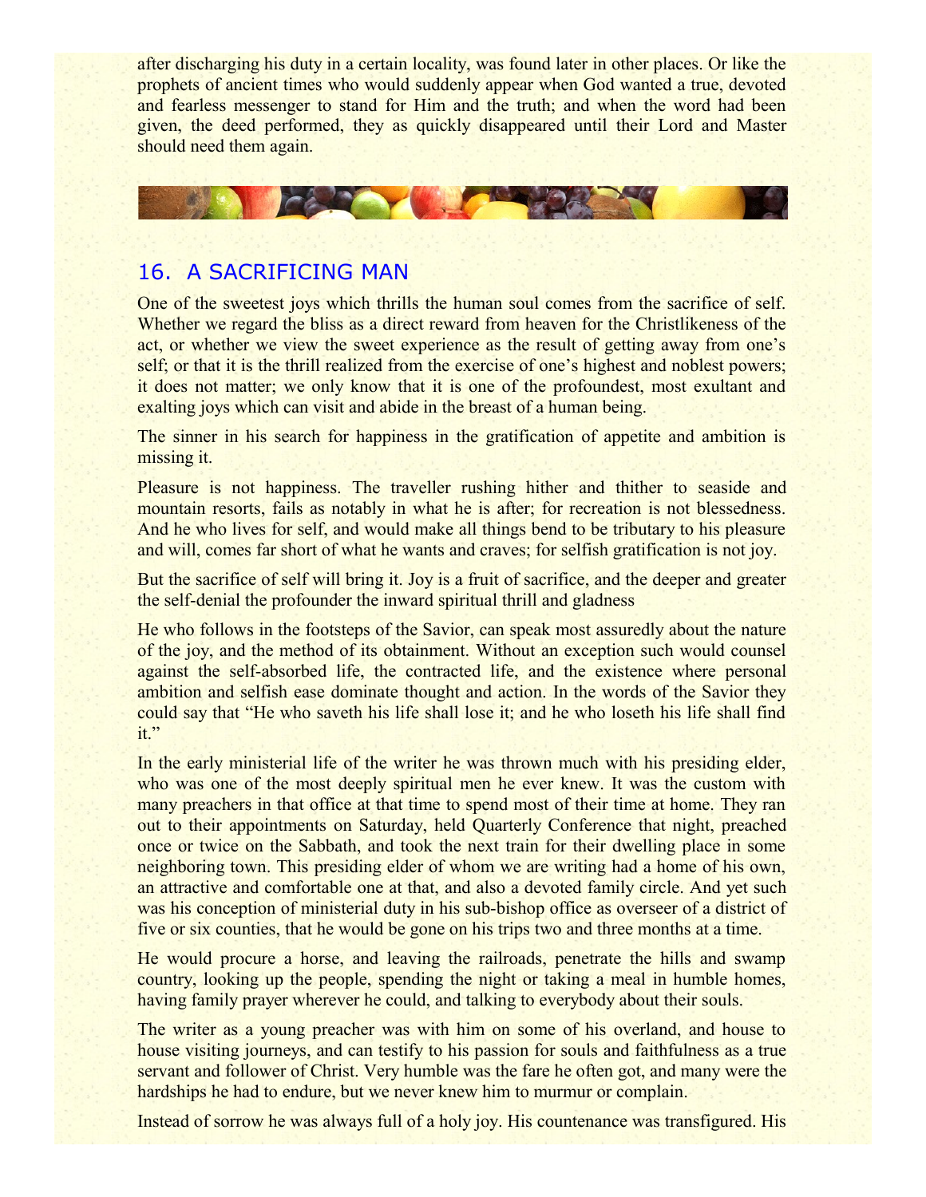after discharging his duty in a certain locality, was found later in other places. Or like the prophets of ancient times who would suddenly appear when God wanted a true, devoted and fearless messenger to stand for Him and the truth; and when the word had been given, the deed performed, they as quickly disappeared until their Lord and Master should need them again.

## 16. A SACRIFICING MAN

One of the sweetest joys which thrills the human soul comes from the sacrifice of self. Whether we regard the bliss as a direct reward from heaven for the Christlikeness of the act, or whether we view the sweet experience as the result of getting away from one's self; or that it is the thrill realized from the exercise of one's highest and noblest powers; it does not matter; we only know that it is one of the profoundest, most exultant and exalting joys which can visit and abide in the breast of a human being.

The sinner in his search for happiness in the gratification of appetite and ambition is missing it.

Pleasure is not happiness. The traveller rushing hither and thither to seaside and mountain resorts, fails as notably in what he is after; for recreation is not blessedness. And he who lives for self, and would make all things bend to be tributary to his pleasure and will, comes far short of what he wants and craves; for selfish gratification is not joy.

But the sacrifice of self will bring it. Joy is a fruit of sacrifice, and the deeper and greater the self-denial the profounder the inward spiritual thrill and gladness

He who follows in the footsteps of the Savior, can speak most assuredly about the nature of the joy, and the method of its obtainment. Without an exception such would counsel against the self-absorbed life, the contracted life, and the existence where personal ambition and selfish ease dominate thought and action. In the words of the Savior they could say that "He who saveth his life shall lose it; and he who loseth his life shall find it."

In the early ministerial life of the writer he was thrown much with his presiding elder, who was one of the most deeply spiritual men he ever knew. It was the custom with many preachers in that office at that time to spend most of their time at home. They ran out to their appointments on Saturday, held Quarterly Conference that night, preached once or twice on the Sabbath, and took the next train for their dwelling place in some neighboring town. This presiding elder of whom we are writing had a home of his own, an attractive and comfortable one at that, and also a devoted family circle. And yet such was his conception of ministerial duty in his sub-bishop office as overseer of a district of five or six counties, that he would be gone on his trips two and three months at a time.

He would procure a horse, and leaving the railroads, penetrate the hills and swamp country, looking up the people, spending the night or taking a meal in humble homes, having family prayer wherever he could, and talking to everybody about their souls.

The writer as a young preacher was with him on some of his overland, and house to house visiting journeys, and can testify to his passion for souls and faithfulness as a true servant and follower of Christ. Very humble was the fare he often got, and many were the hardships he had to endure, but we never knew him to murmur or complain.

Instead of sorrow he was always full of a holy joy. His countenance was transfigured. His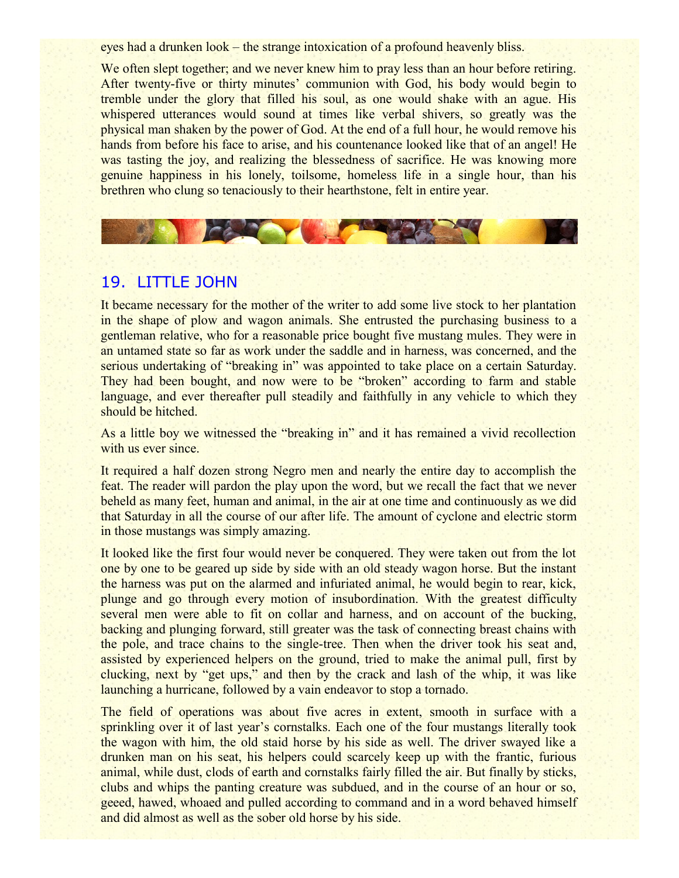eyes had a drunken look – the strange intoxication of a profound heavenly bliss.

We often slept together; and we never knew him to pray less than an hour before retiring. After twenty-five or thirty minutes' communion with God, his body would begin to tremble under the glory that filled his soul, as one would shake with an ague. His whispered utterances would sound at times like verbal shivers, so greatly was the physical man shaken by the power of God. At the end of a full hour, he would remove his hands from before his face to arise, and his countenance looked like that of an angel! He was tasting the joy, and realizing the blessedness of sacrifice. He was knowing more genuine happiness in his lonely, toilsome, homeless life in a single hour, than his brethren who clung so tenaciously to their hearthstone, felt in entire year.

## 19. LITTLE JOHN

It became necessary for the mother of the writer to add some live stock to her plantation in the shape of plow and wagon animals. She entrusted the purchasing business to a gentleman relative, who for a reasonable price bought five mustang mules. They were in an untamed state so far as work under the saddle and in harness, was concerned, and the serious undertaking of "breaking in" was appointed to take place on a certain Saturday. They had been bought, and now were to be "broken" according to farm and stable language, and ever thereafter pull steadily and faithfully in any vehicle to which they should be hitched.

As a little boy we witnessed the "breaking in" and it has remained a vivid recollection with us ever since.

It required a half dozen strong Negro men and nearly the entire day to accomplish the feat. The reader will pardon the play upon the word, but we recall the fact that we never beheld as many feet, human and animal, in the air at one time and continuously as we did that Saturday in all the course of our after life. The amount of cyclone and electric storm in those mustangs was simply amazing.

It looked like the first four would never be conquered. They were taken out from the lot one by one to be geared up side by side with an old steady wagon horse. But the instant the harness was put on the alarmed and infuriated animal, he would begin to rear, kick, plunge and go through every motion of insubordination. With the greatest difficulty several men were able to fit on collar and harness, and on account of the bucking, backing and plunging forward, still greater was the task of connecting breast chains with the pole, and trace chains to the single-tree. Then when the driver took his seat and, assisted by experienced helpers on the ground, tried to make the animal pull, first by clucking, next by "get ups," and then by the crack and lash of the whip, it was like launching a hurricane, followed by a vain endeavor to stop a tornado.

The field of operations was about five acres in extent, smooth in surface with a sprinkling over it of last year's cornstalks. Each one of the four mustangs literally took the wagon with him, the old staid horse by his side as well. The driver swayed like a drunken man on his seat, his helpers could scarcely keep up with the frantic, furious animal, while dust, clods of earth and cornstalks fairly filled the air. But finally by sticks, clubs and whips the panting creature was subdued, and in the course of an hour or so, geeed, hawed, whoaed and pulled according to command and in a word behaved himself and did almost as well as the sober old horse by his side.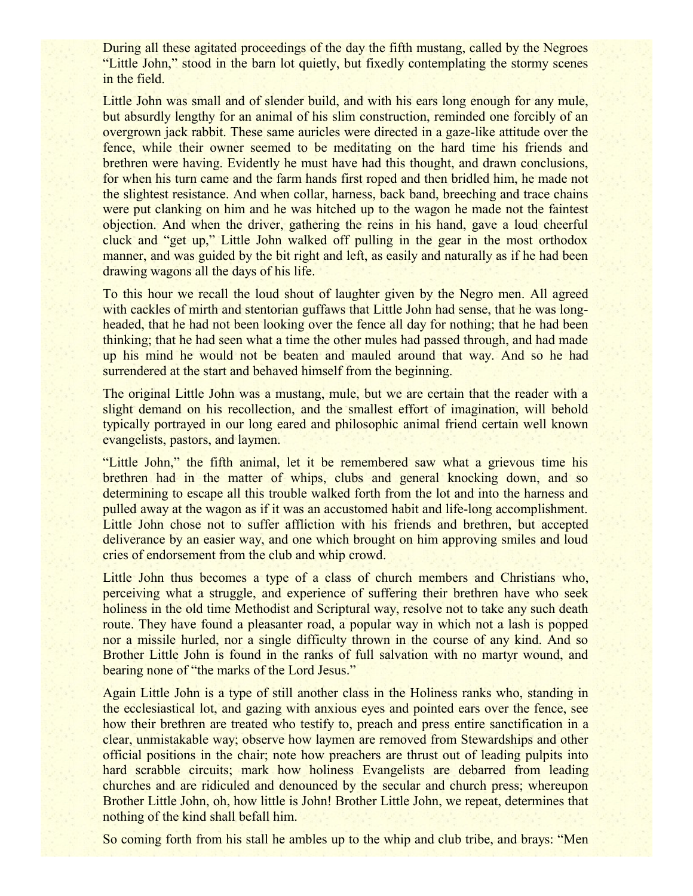During all these agitated proceedings of the day the fifth mustang, called by the Negroes "Little John," stood in the barn lot quietly, but fixedly contemplating the stormy scenes in the field.

Little John was small and of slender build, and with his ears long enough for any mule, but absurdly lengthy for an animal of his slim construction, reminded one forcibly of an overgrown jack rabbit. These same auricles were directed in a gaze-like attitude over the fence, while their owner seemed to be meditating on the hard time his friends and brethren were having. Evidently he must have had this thought, and drawn conclusions, for when his turn came and the farm hands first roped and then bridled him, he made not the slightest resistance. And when collar, harness, back band, breeching and trace chains were put clanking on him and he was hitched up to the wagon he made not the faintest objection. And when the driver, gathering the reins in his hand, gave a loud cheerful cluck and "get up," Little John walked off pulling in the gear in the most orthodox manner, and was guided by the bit right and left, as easily and naturally as if he had been drawing wagons all the days of his life.

To this hour we recall the loud shout of laughter given by the Negro men. All agreed with cackles of mirth and stentorian guffaws that Little John had sense, that he was long-headed, that he had not been looking over the fence all day for nothing; that he had been thinking; that he had seen what a time the other mules had passed through, and had made up his mind he would not be beaten and mauled around that way. And so he had surrendered at the start and behaved himself from the beginning.

The original Little John was a mustang, mule, but we are certain that the reader with a slight demand on his recollection, and the smallest effort of imagination, will behold typically portrayed in our long eared and philosophic animal friend certain well known evangelists, pastors, and laymen.

"Little John," the fifth animal, let it be remembered saw what a grievous time his brethren had in the matter of whips, clubs and general knocking down, and so determining to escape all this trouble walked forth from the lot and into the harness and pulled away at the wagon as if it was an accustomed habit and life-long accomplishment. Little John chose not to suffer affliction with his friends and brethren, but accepted deliverance by an easier way, and one which brought on him approving smiles and loud cries of endorsement from the club and whip crowd.

Little John thus becomes a type of a class of church members and Christians who, perceiving what a struggle, and experience of suffering their brethren have who seek holiness in the old time Methodist and Scriptural way, resolve not to take any such death route. They have found a pleasanter road, a popular way in which not a lash is popped nor a missile hurled, nor a single difficulty thrown in the course of any kind. And so Brother Little John is found in the ranks of full salvation with no martyr wound, and bearing none of "the marks of the Lord Jesus."

Again Little John is a type of still another class in the Holiness ranks who, standing in the ecclesiastical lot, and gazing with anxious eyes and pointed ears over the fence, see how their brethren are treated who testify to, preach and press entire sanctification in a clear, unmistakable way; observe how laymen are removed from Stewardships and other official positions in the chair; note how preachers are thrust out of leading pulpits into hard scrabble circuits; mark how holiness Evangelists are debarred from leading churches and are ridiculed and denounced by the secular and church press; whereupon Brother Little John, oh, how little is John! Brother Little John, we repeat, determines that nothing of the kind shall befall him.

So coming forth from his stall he ambles up to the whip and club tribe, and brays: "Men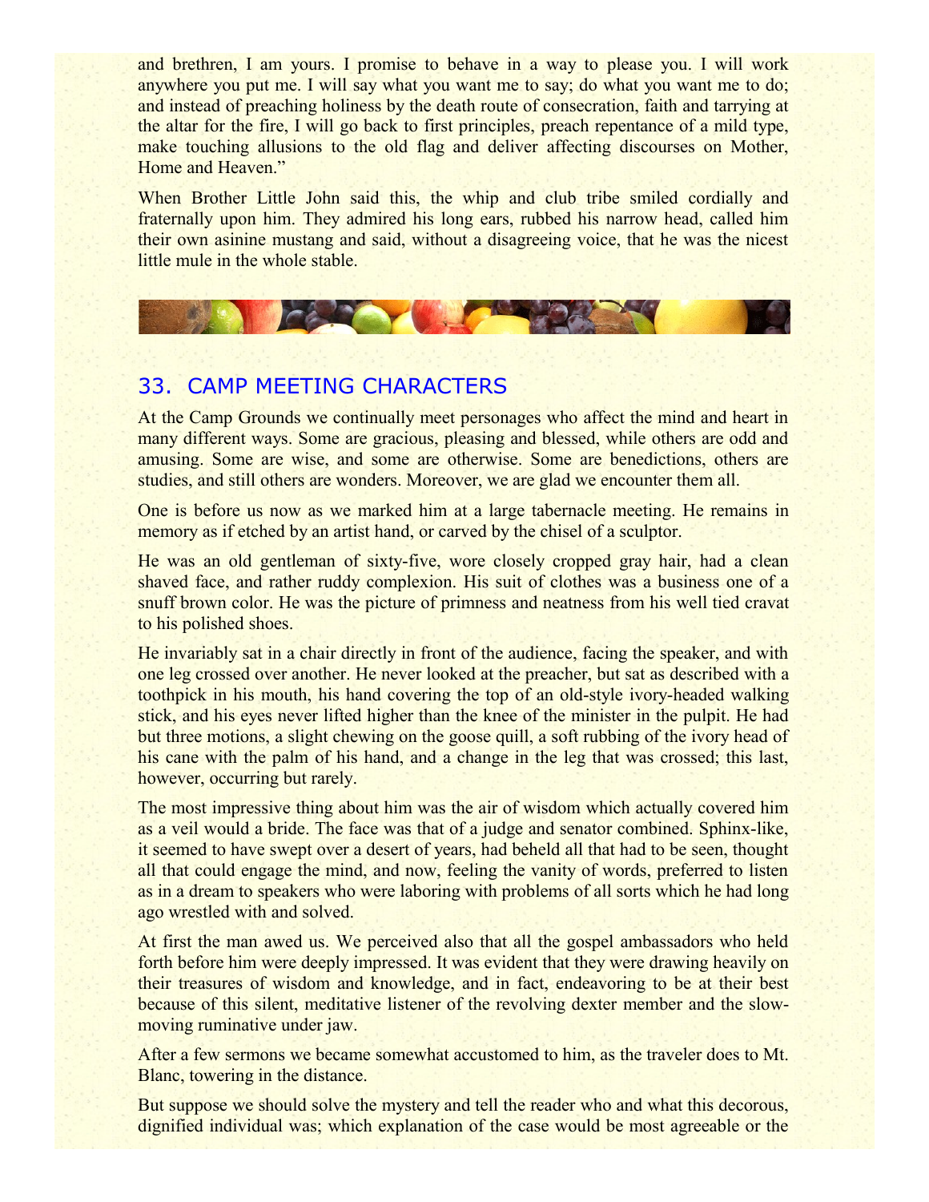and brethren, I am yours. I promise to behave in a way to please you. I will work anywhere you put me. I will say what you want me to say; do what you want me to do; and instead of preaching holiness by the death route of consecration, faith and tarrying at the altar for the fire, I will go back to first principles, preach repentance of a mild type, make touching allusions to the old flag and deliver affecting discourses on Mother, Home and Heaven."

When Brother Little John said this, the whip and club tribe smiled cordially and fraternally upon him. They admired his long ears, rubbed his narrow head, called him their own asinine mustang and said, without a disagreeing voice, that he was the nicest little mule in the whole stable.

## 33. CAMP MEETING CHARACTERS

At the Camp Grounds we continually meet personages who affect the mind and heart in many different ways. Some are gracious, pleasing and blessed, while others are odd and amusing. Some are wise, and some are otherwise. Some are benedictions, others are studies, and still others are wonders. Moreover, we are glad we encounter them all.

One is before us now as we marked him at a large tabernacle meeting. He remains in memory as if etched by an artist hand, or carved by the chisel of a sculptor.

He was an old gentleman of sixty-five, wore closely cropped gray hair, had a clean shaved face, and rather ruddy complexion. His suit of clothes was a business one of a snuff brown color. He was the picture of primness and neatness from his well tied cravat to his polished shoes.

He invariably sat in a chair directly in front of the audience, facing the speaker, and with one leg crossed over another. He never looked at the preacher, but sat as described with a toothpick in his mouth, his hand covering the top of an old-style ivory-headed walking stick, and his eyes never lifted higher than the knee of the minister in the pulpit. He had but three motions, a slight chewing on the goose quill, a soft rubbing of the ivory head of his cane with the palm of his hand, and a change in the leg that was crossed; this last, however, occurring but rarely.

The most impressive thing about him was the air of wisdom which actually covered him as a veil would a bride. The face was that of a judge and senator combined. Sphinx-like, it seemed to have swept over a desert of years, had beheld all that had to be seen, thought all that could engage the mind, and now, feeling the vanity of words, preferred to listen as in a dream to speakers who were laboring with problems of all sorts which he had long ago wrestled with and solved.

At first the man awed us. We perceived also that all the gospel ambassadors who held forth before him were deeply impressed. It was evident that they were drawing heavily on their treasures of wisdom and knowledge, and in fact, endeavoring to be at their best because of this silent, meditative listener of the revolving dexter member and the slow-moving ruminative under jaw.

After a few sermons we became somewhat accustomed to him, as the traveler does to Mt. Blanc, towering in the distance.

But suppose we should solve the mystery and tell the reader who and what this decorous, dignified individual was; which explanation of the case would be most agreeable or the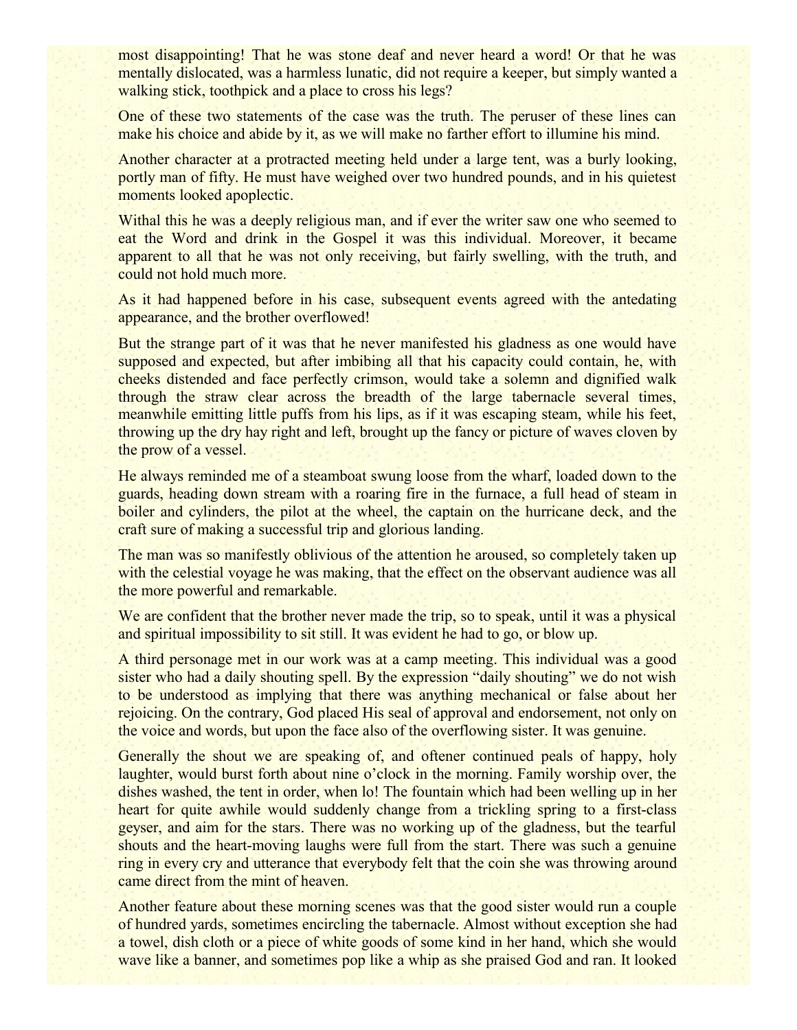most disappointing! That he was stone deaf and never heard a word! Or that he was mentally dislocated, was a harmless lunatic, did not require a keeper, but simply wanted a walking stick, toothpick and a place to cross his legs?

One of these two statements of the case was the truth. The peruser of these lines can make his choice and abide by it, as we will make no farther effort to illumine his mind.

Another character at a protracted meeting held under a large tent, was a burly looking, portly man of fifty. He must have weighed over two hundred pounds, and in his quietest moments looked apoplectic.

Withal this he was a deeply religious man, and if ever the writer saw one who seemed to eat the Word and drink in the Gospel it was this individual. Moreover, it became apparent to all that he was not only receiving, but fairly swelling, with the truth, and could not hold much more.

As it had happened before in his case, subsequent events agreed with the antedating appearance, and the brother overflowed!

But the strange part of it was that he never manifested his gladness as one would have supposed and expected, but after imbibing all that his capacity could contain, he, with cheeks distended and face perfectly crimson, would take a solemn and dignified walk through the straw clear across the breadth of the large tabernacle several times, meanwhile emitting little puffs from his lips, as if it was escaping steam, while his feet, throwing up the dry hay right and left, brought up the fancy or picture of waves cloven by the prow of a vessel.

He always reminded me of a steamboat swung loose from the wharf, loaded down to the guards, heading down stream with a roaring fire in the furnace, a full head of steam in boiler and cylinders, the pilot at the wheel, the captain on the hurricane deck, and the craft sure of making a successful trip and glorious landing.

The man was so manifestly oblivious of the attention he aroused, so completely taken up with the celestial voyage he was making, that the effect on the observant audience was all the more powerful and remarkable.

We are confident that the brother never made the trip, so to speak, until it was a physical and spiritual impossibility to sit still. It was evident he had to go, or blow up.

A third personage met in our work was at a camp meeting. This individual was a good sister who had a daily shouting spell. By the expression "daily shouting" we do not wish to be understood as implying that there was anything mechanical or false about her rejoicing. On the contrary, God placed His seal of approval and endorsement, not only on the voice and words, but upon the face also of the overflowing sister. It was genuine.

Generally the shout we are speaking of, and oftener continued peals of happy, holy laughter, would burst forth about nine o'clock in the morning. Family worship over, the dishes washed, the tent in order, when lo! The fountain which had been welling up in her heart for quite awhile would suddenly change from a trickling spring to a first-class geyser, and aim for the stars. There was no working up of the gladness, but the tearful shouts and the heart-moving laughs were full from the start. There was such a genuine ring in every cry and utterance that everybody felt that the coin she was throwing around came direct from the mint of heaven.

Another feature about these morning scenes was that the good sister would run a couple of hundred yards, sometimes encircling the tabernacle. Almost without exception she had a towel, dish cloth or a piece of white goods of some kind in her hand, which she would wave like a banner, and sometimes pop like a whip as she praised God and ran. It looked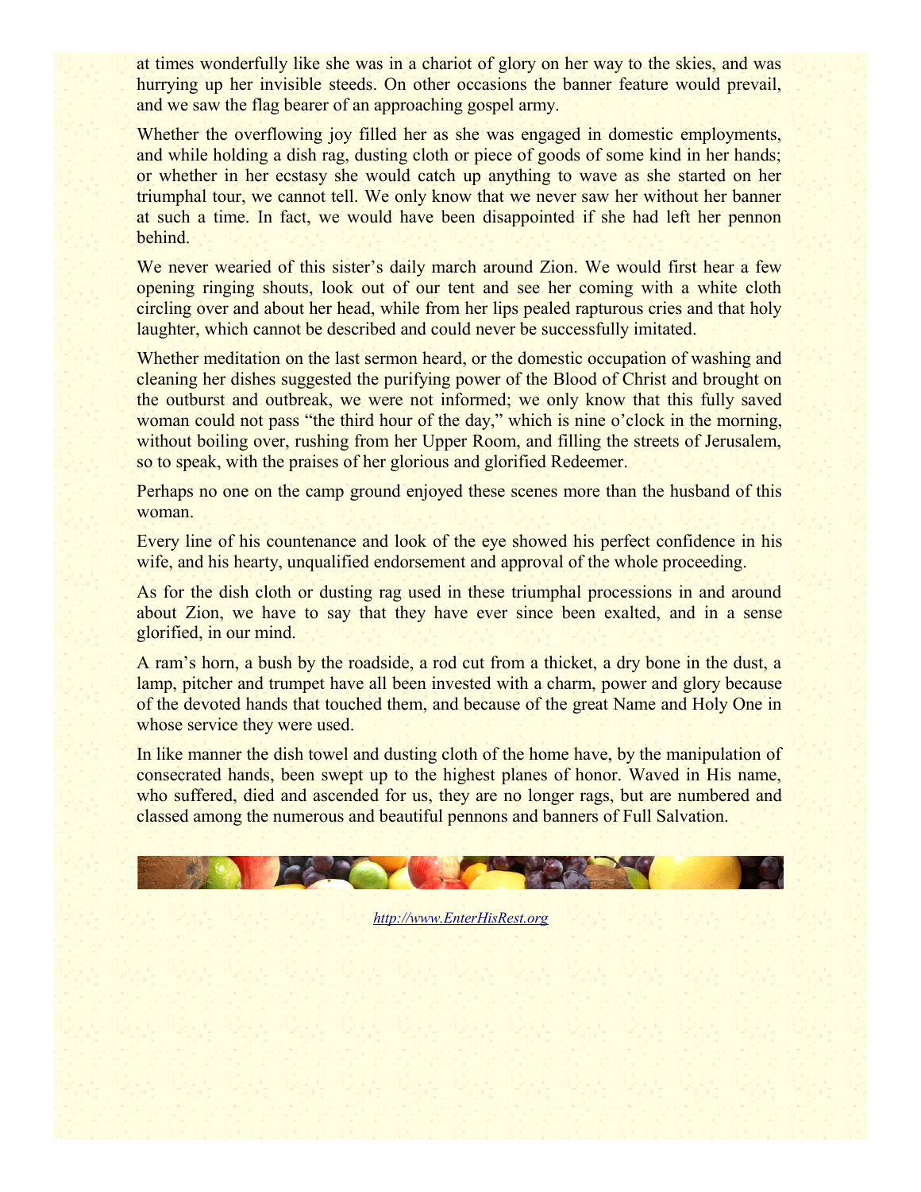at times wonderfully like she was in a chariot of glory on her way to the skies, and was hurrying up her invisible steeds. On other occasions the banner feature would prevail, and we saw the flag bearer of an approaching gospel army.

Whether the overflowing joy filled her as she was engaged in domestic employments, and while holding a dish rag, dusting cloth or piece of goods of some kind in her hands; or whether in her ecstasy she would catch up anything to wave as she started on her triumphal tour, we cannot tell. We only know that we never saw her without her banner at such a time. In fact, we would have been disappointed if she had left her pennon behind.

We never wearied of this sister's daily march around Zion. We would first hear a few opening ringing shouts, look out of our tent and see her coming with a white cloth circling over and about her head, while from her lips pealed rapturous cries and that holy laughter, which cannot be described and could never be successfully imitated.

Whether meditation on the last sermon heard, or the domestic occupation of washing and cleaning her dishes suggested the purifying power of the Blood of Christ and brought on the outburst and outbreak, we were not informed; we only know that this fully saved woman could not pass "the third hour of the day," which is nine o'clock in the morning, without boiling over, rushing from her Upper Room, and filling the streets of Jerusalem, so to speak, with the praises of her glorious and glorified Redeemer.

Perhaps no one on the camp ground enjoyed these scenes more than the husband of this woman.

Every line of his countenance and look of the eye showed his perfect confidence in his wife, and his hearty, unqualified endorsement and approval of the whole proceeding.

As for the dish cloth or dusting rag used in these triumphal processions in and around about Zion, we have to say that they have ever since been exalted, and in a sense glorified, in our mind.

A ram's horn, a bush by the roadside, a rod cut from a thicket, a dry bone in the dust, a lamp, pitcher and trumpet have all been invested with a charm, power and glory because of the devoted hands that touched them, and because of the great Name and Holy One in whose service they were used.

In like manner the dish towel and dusting cloth of the home have, by the manipulation of consecrated hands, been swept up to the highest planes of honor. Waved in His name, who suffered, died and ascended for us, they are no longer rags, but are numbered and classed among the numerous and beautiful pennons and banners of Full Salvation.

http://www.EnterHisRest.org